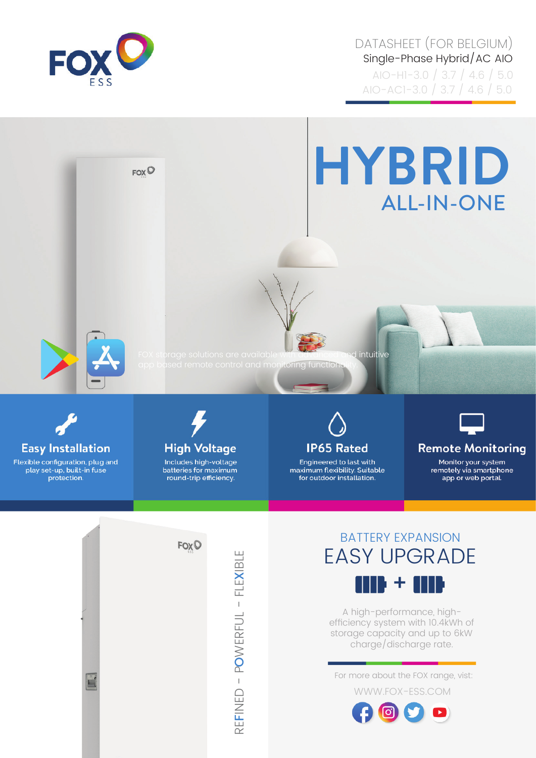DATASHEET (FOR BELGIUM)

Single-Phase Hybrid/AC AIO

AIO-H1-3.0 / 3.7 / 4.6 / 5.0

AIO-AC1-3.0 / 3.7 / 4.6 / 5.0

# HYBRID

## ALL-IN-ONE

FOX storage solutions are available with advanced and intuitive app based remote control and monitoring functionality.

### Easy Installation

Flexible configuration, plug and play set-up, built-in fuse protection.

### High Voltage

Includes high-voltage batteries for maximum round-trip efficiency.

### IP65 Rated

Engineered to last with maximum flexibility. Suitable for outdoor installation.

### Remote Monitoring

Monitor your system remotely via smartphone app or web portal

REFINED - POWERFUL - FLEXIBLE

BATTERY EXPANSION

## EASY UPGRADE

A high-performance, high-efficiency system with 10.4kWh of storage capacity and up to 6kW charge/discharge rate.

For more about the FOX range, visit:

WWW.FOX-ESS.COM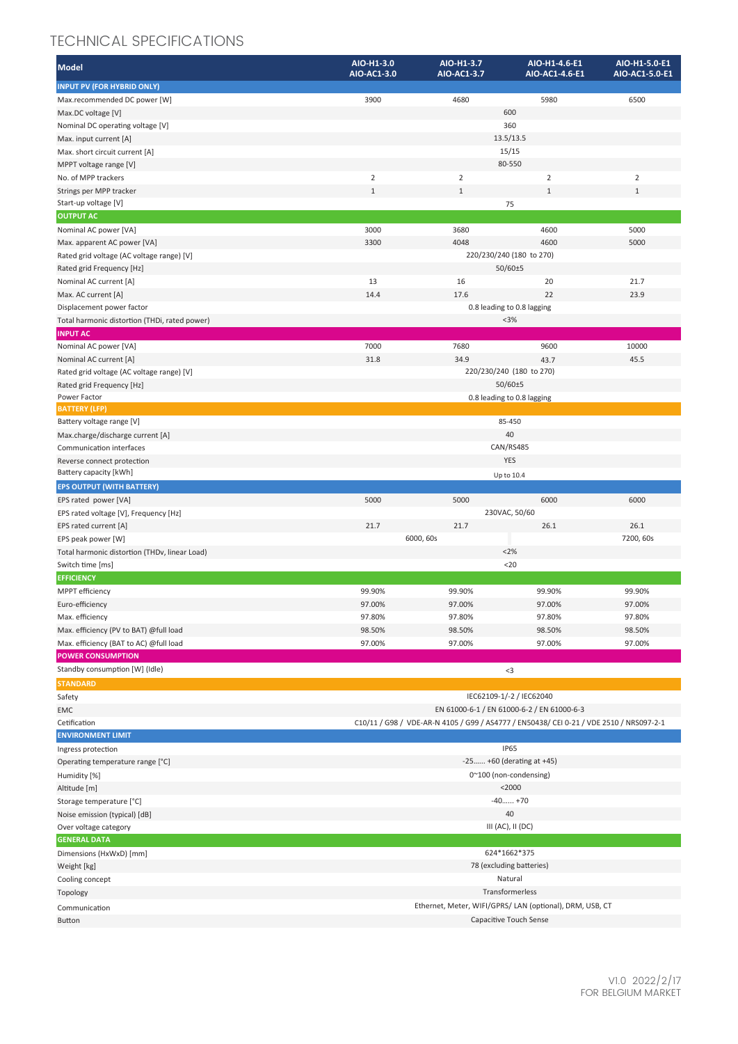# TECHNICAL SPECIFICATIONS

| Model | AIO-H1-3.0 AIO-AC1-3.0 | AIO-H1-3.7 AIO-AC1-3.7 | AIO-H1-4.6-E1 AIO-AC1-4.6-E1 | AIO-H1-5.0-E1 AIO-AC1-5.0-E1 |
|---|---|---|---|---|
| **INPUT PV (FOR HYBRID ONLY)** | | | | |
| Max.recommended DC power [W] | 3900 | 4680 | 5980 | 6500 |
| Max.DC voltage [V] | 600 | | | |
| Nominal DC operating voltage [V] | 360 | | | |
| Max. input current [A] | 13.5/13.5 | | | |
| Max. short circuit current [A] | 15/15 | | | |
| MPPT voltage range [V] | 80-550 | | | |
| No. of MPP trackers | 2 | 2 | 2 | 2 |
| Strings per MPP tracker | 1 | 1 | 1 | 1 |
| Start-up voltage [V] | 75 | | | |
| **OUTPUT AC** | | | | |
| Nominal AC power [VA] | 3000 | 3680 | 4600 | 5000 |
| Max. apparent AC power [VA] | 3300 | 4048 | 4600 | 5000 |
| Rated grid voltage (AC voltage range) [V] | 220/230/240 (180 to 270) | | | |
| Rated grid Frequency [Hz] | 50/60±5 | | | |
| Nominal AC current [A] | 13 | 16 | 20 | 21.7 |
| Max. AC current [A] | 14.4 | 17.6 | 22 | 23.9 |
| Displacement power factor | 0.8 leading to 0.8 lagging | | | |
| Total harmonic distortion (THDi, rated power) | <3% | | | |
| **INPUT AC** | | | | |
| Nominal AC power [VA] | 7000 | 7680 | 9600 | 10000 |
| Nominal AC current [A] | 31.8 | 34.9 | 43.7 | 45.5 |
| Rated grid voltage (AC voltage range) [V] | 220/230/240 (180 to 270) | | | |
| Rated grid Frequency [Hz] | 50/60±5 | | | |
| Power Factor | 0.8 leading to 0.8 lagging | | | |
| **BATTERY (LFP)** | | | | |
| Battery voltage range [V] | 85-450 | | | |
| Max.charge/discharge current [A] | 40 | | | |
| Communication interfaces | CAN/RS485 | | | |
| Reverse connect protection | YES | | | |
| Battery capacity [kWh] | Up to 10.4 | | | |
| **EPS OUTPUT (WITH BATTERY)** | | | | |
| EPS rated power [VA] | 5000 | 5000 | 6000 | 6000 |
| EPS rated voltage [V], Frequency [Hz] | 230VAC, 50/60 | | | |
| EPS rated current [A] | 21.7 | 21.7 | 26.1 | 26.1 |
| EPS peak power [W] | 6000, 60s | | | 7200, 60s |
| Total harmonic distortion (THDv, linear Load) | <2% | | | |
| Switch time [ms] | <20 | | | |
| **EFFICIENCY** | | | | |
| MPPT efficiency | 99.90% | 99.90% | 99.90% | 99.90% |
| Euro-efficiency | 97.00% | 97.00% | 97.00% | 97.00% |
| Max. efficiency | 97.80% | 97.80% | 97.80% | 97.80% |
| Max. efficiency (PV to BAT) @full load | 98.50% | 98.50% | 98.50% | 98.50% |
| Max. efficiency (BAT to AC) @full load | 97.00% | 97.00% | 97.00% | 97.00% |
| **POWER CONSUMPTION** | | | | |
| Standby consumption [W] (Idle) | <3 | | | |
| **STANDARD** | | | | |
| Safety | IEC62109-1/-2 / IEC62040 | | | |
| EMC | EN 61000-6-1 / EN 61000-6-3 | | | |
| Cetification | C10/11 / G98 / VDE-AR-N 4105 / G99 / AS4777 / EN50438/ CEI 0-21 / VDE 2510 / NRS097-2-1 | | | |
| **ENVIRONMENT LIMIT** | | | | |
| Ingress protection | IP65 | | | |
| Operating temperature range [°C] | -25...... +60 (derating at +45) | | | |
| Humidity [%] | 0~100 (non-condensing) | | | |
| Altitude [m] | <2000 | | | |
| Storage temperature [°C] | -40...... +70 | | | |
| Noise emission (typical) [dB] | 40 | | | |
| Over voltage category | III (AC), II (DC) | | | |
| **GENERAL DATA** | | | | |
| Dimensions (HxWxD) [mm] | 624*1662*375 | | | |
| Weight [kg] | 78 (excluding batteries) | | | |
| Cooling concept | Natural | | | |
| Topology | Transformerless | | | |
| Communication | Ethernet, Meter, WIFI/GPRS/ LAN (optional), DRM, USB, CT | | | |
| Button | Capacitive Touch Sense | | | |

V1.0 2022/2/17
FOR BELGIUM MARKET